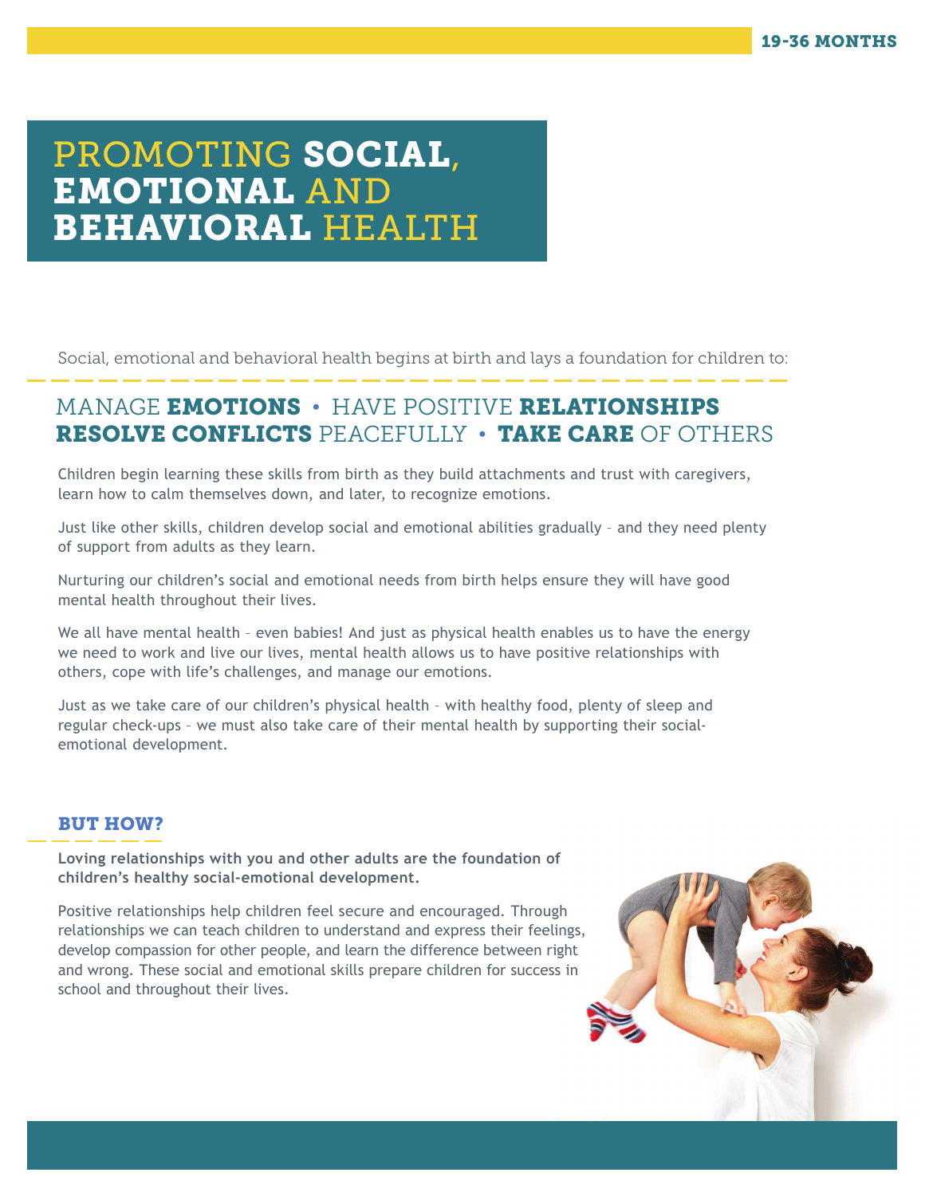19-36 MONTHS

# PROMOTING SOCIAL, EMOTIONAL AND BEHAVIORAL HEALTH

Social, emotional and behavioral health begins at birth and lays a foundation for children to:

## MANAGE **EMOTIONS** • HAVE POSITIVE **RELATIONSHIPS** **RESOLVE CONFLICTS** PEACEFULLY • **TAKE CARE** OF OTHERS

Children begin learning these skills from birth as they build attachments and trust with caregivers, learn how to calm themselves down, and later, to recognize emotions.

Just like other skills, children develop social and emotional abilities gradually – and they need plenty of support from adults as they learn.

Nurturing our children's social and emotional needs from birth helps ensure they will have good mental health throughout their lives.

We all have mental health – even babies! And just as physical health enables us to have the energy we need to work and live our lives, mental health allows us to have positive relationships with others, cope with life's challenges, and manage our emotions.

Just as we take care of our children's physical health – with healthy food, plenty of sleep and regular check-ups – we must also take care of their mental health by supporting their social-emotional development.

### BUT HOW?

**Loving relationships with you and other adults are the foundation of children's healthy social-emotional development.**

Positive relationships help children feel secure and encouraged. Through relationships we can teach children to understand and express their feelings, develop compassion for other people, and learn the difference between right and wrong. These social and emotional skills prepare children for success in school and throughout their lives.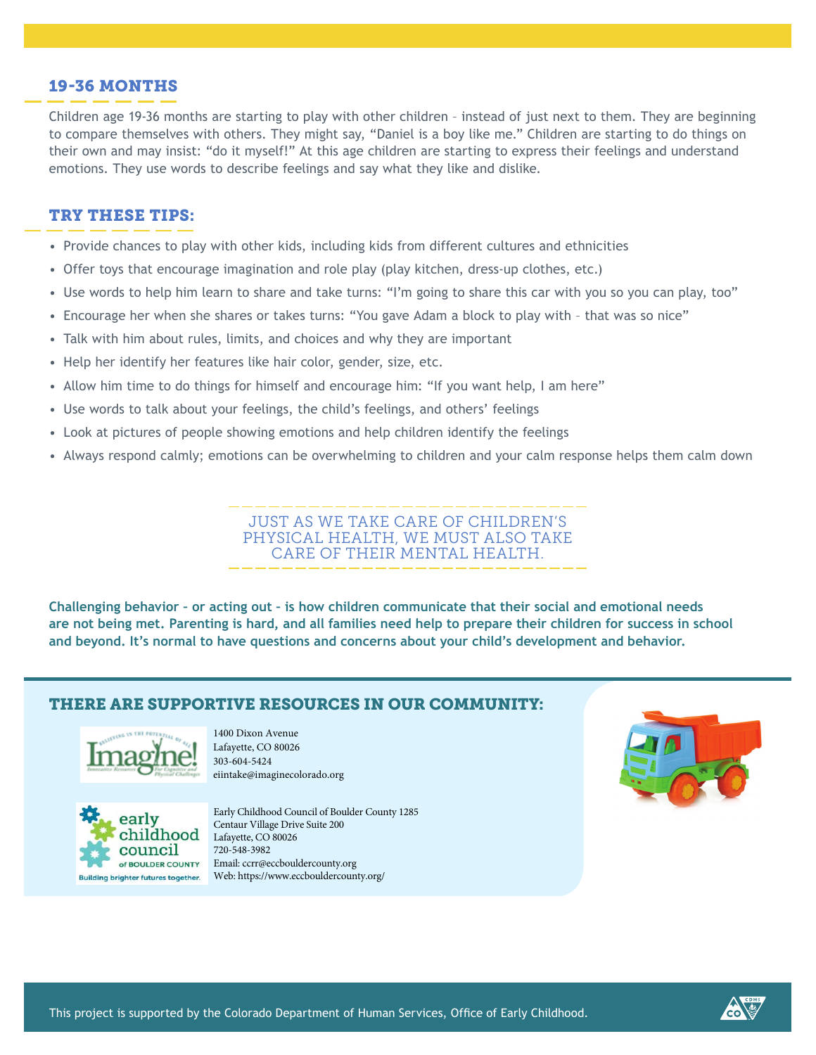## 19-36 MONTHS

Children age 19-36 months are starting to play with other children – instead of just next to them. They are beginning to compare themselves with others. They might say, "Daniel is a boy like me." Children are starting to do things on their own and may insist: "do it myself!" At this age children are starting to express their feelings and understand emotions. They use words to describe feelings and say what they like and dislike.

## TRY THESE TIPS:

- Provide chances to play with other kids, including kids from different cultures and ethnicities
- Offer toys that encourage imagination and role play (play kitchen, dress-up clothes, etc.)
- Use words to help him learn to share and take turns: "I'm going to share this car with you so you can play, too"
- Encourage her when she shares or takes turns: "You gave Adam a block to play with – that was so nice"
- Talk with him about rules, limits, and choices and why they are important
- Help her identify her features like hair color, gender, size, etc.
- Allow him time to do things for himself and encourage him: "If you want help, I am here"
- Use words to talk about your feelings, the child's feelings, and others' feelings
- Look at pictures of people showing emotions and help children identify the feelings
- Always respond calmly; emotions can be overwhelming to children and your calm response helps them calm down

JUST AS WE TAKE CARE OF CHILDREN'S PHYSICAL HEALTH, WE MUST ALSO TAKE CARE OF THEIR MENTAL HEALTH.

**Challenging behavior – or acting out – is how children communicate that their social and emotional needs are not being met. Parenting is hard, and all families need help to prepare their children for success in school and beyond. It's normal to have questions and concerns about your child's development and behavior.**

## THERE ARE SUPPORTIVE RESOURCES IN OUR COMMUNITY:

Imagine!
1400 Dixon Avenue
Lafayette, CO 80026
303-604-5424
eiintake@imaginecolorado.org

Early Childhood Council of Boulder County 1285 Centaur Village Drive Suite 200
Lafayette, CO 80026
720-548-3982
Email: ccrr@eccbouldercounty.org
Web: https://www.eccbouldercounty.org/

This project is supported by the Colorado Department of Human Services, Office of Early Childhood.